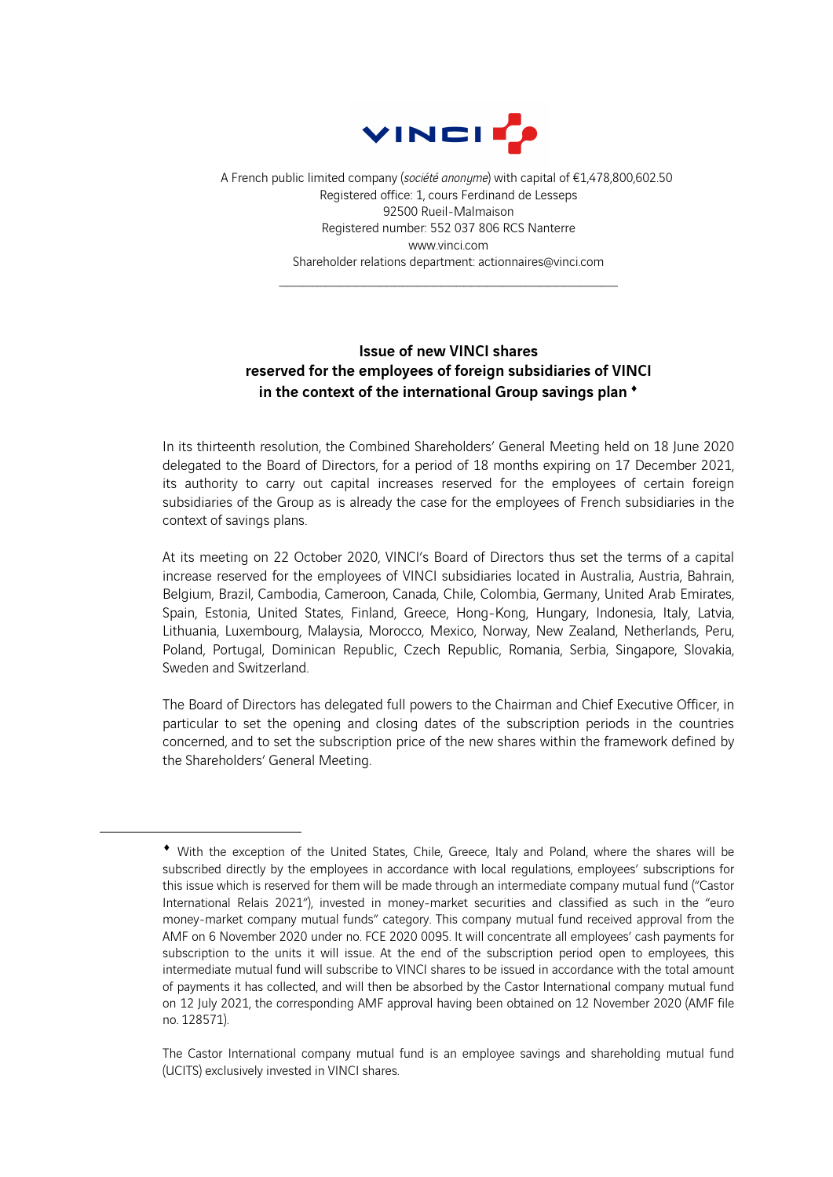A French public limited company (*société anonyme*) with capital of €1,478,800,602.50
Registered office: 1, cours Ferdinand de Lesseps
92500 Rueil-Malmaison
Registered number: 552 037 806 RCS Nanterre
www.vinci.com
Shareholder relations department: actionnaires@vinci.com

---

## Issue of new VINCI shares reserved for the employees of foreign subsidiaries of VINCI in the context of the international Group savings plan [♦]

In its thirteenth resolution, the Combined Shareholders' General Meeting held on 18 June 2020 delegated to the Board of Directors, for a period of 18 months expiring on 17 December 2021, its authority to carry out capital increases reserved for the employees of certain foreign subsidiaries of the Group as is already the case for the employees of French subsidiaries in the context of savings plans.

At its meeting on 22 October 2020, VINCI's Board of Directors thus set the terms of a capital increase reserved for the employees of VINCI subsidiaries located in Australia, Austria, Bahrain, Belgium, Brazil, Cambodia, Cameroon, Canada, Chile, Colombia, Germany, United Arab Emirates, Spain, Estonia, United States, Finland, Greece, Hong-Kong, Hungary, Indonesia, Italy, Latvia, Lithuania, Luxembourg, Malaysia, Morocco, Mexico, Norway, New Zealand, Netherlands, Peru, Poland, Portugal, Dominican Republic, Czech Republic, Romania, Serbia, Singapore, Slovakia, Sweden and Switzerland.

The Board of Directors has delegated full powers to the Chairman and Chief Executive Officer, in particular to set the opening and closing dates of the subscription periods in the countries concerned, and to set the subscription price of the new shares within the framework defined by the Shareholders' General Meeting.

---

[♦] With the exception of the United States, Chile, Greece, Italy and Poland, where the shares will be subscribed directly by the employees in accordance with local regulations, employees' subscriptions for this issue which is reserved for them will be made through an intermediate company mutual fund ("Castor International Relais 2021"), invested in money-market securities and classified as such in the "euro money-market company mutual funds" category. This company mutual fund received approval from the AMF on 6 November 2020 under no. FCE 2020 0095. It will concentrate all employees' cash payments for subscription to the units it will issue. At the end of the subscription period open to employees, this intermediate mutual fund will subscribe to VINCI shares to be issued in accordance with the total amount of payments it has collected, and will then be absorbed by the Castor International company mutual fund on 12 July 2021, the corresponding AMF approval having been obtained on 12 November 2020 (AMF file no. 128571).

The Castor International company mutual fund is an employee savings and shareholding mutual fund (UCITS) exclusively invested in VINCI shares.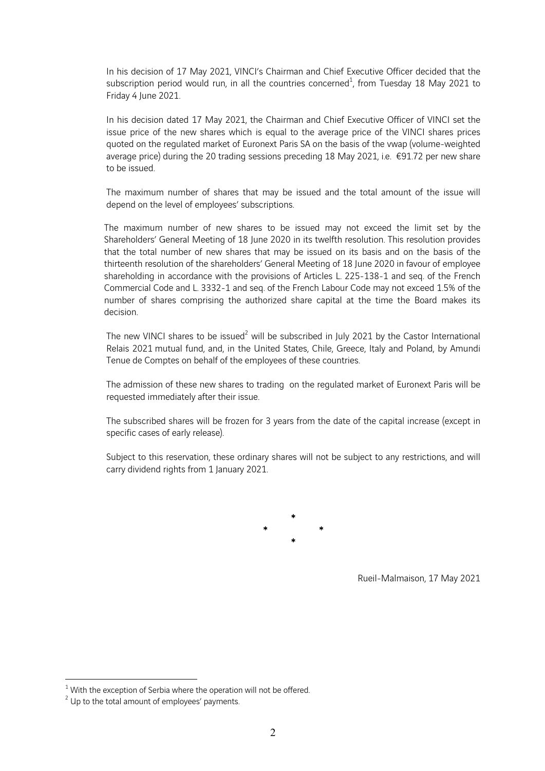In his decision of 17 May 2021, VINCI's Chairman and Chief Executive Officer decided that the subscription period would run, in all the countries concerned[1], from Tuesday 18 May 2021 to Friday 4 June 2021.

In his decision dated 17 May 2021, the Chairman and Chief Executive Officer of VINCI set the issue price of the new shares which is equal to the average price of the VINCI shares prices quoted on the regulated market of Euronext Paris SA on the basis of the vwap (volume-weighted average price) during the 20 trading sessions preceding 18 May 2021, i.e. €91.72 per new share to be issued.

The maximum number of shares that may be issued and the total amount of the issue will depend on the level of employees' subscriptions.

The maximum number of new shares to be issued may not exceed the limit set by the Shareholders' General Meeting of 18 June 2020 in its twelfth resolution. This resolution provides that the total number of new shares that may be issued on its basis and on the basis of the thirteenth resolution of the shareholders' General Meeting of 18 June 2020 in favour of employee shareholding in accordance with the provisions of Articles L. 225-138-1 and seq. of the French Commercial Code and L. 3332-1 and seq. of the French Labour Code may not exceed 1.5% of the number of shares comprising the authorized share capital at the time the Board makes its decision.

The new VINCI shares to be issued[2] will be subscribed in July 2021 by the Castor International Relais 2021 mutual fund, and, in the United States, Chile, Greece, Italy and Poland, by Amundi Tenue de Comptes on behalf of the employees of these countries.

The admission of these new shares to trading on the regulated market of Euronext Paris will be requested immediately after their issue.

The subscribed shares will be frozen for 3 years from the date of the capital increase (except in specific cases of early release).

Subject to this reservation, these ordinary shares will not be subject to any restrictions, and will carry dividend rights from 1 January 2021.

\*

\* \*

\*

Rueil-Malmaison, 17 May 2021

---

[1] With the exception of Serbia where the operation will not be offered.

[2] Up to the total amount of employees' payments.